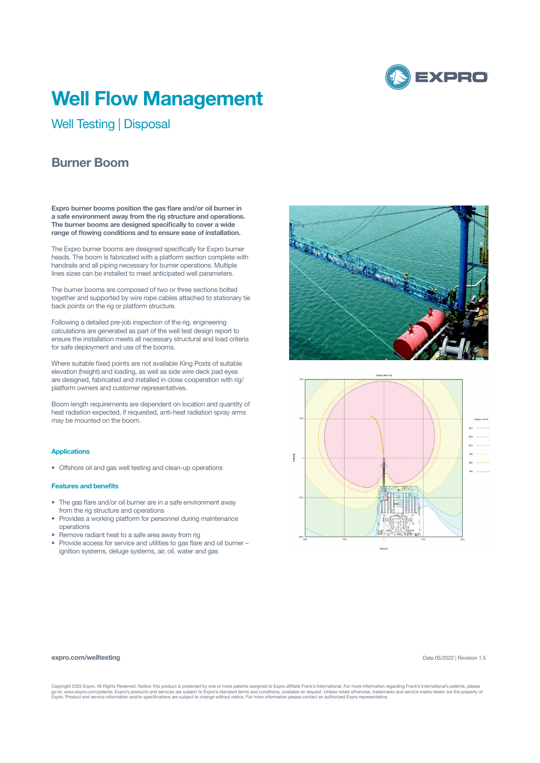# Well Flow Management

## Well Testing | Disposal

### Burner Boom

**Expro burner booms position the gas flare and/or oil burner in a safe environment away from the rig structure and operations. The burner booms are designed specifically to cover a wide range of flowing conditions and to ensure ease of installation.**

The Expro burner booms are designed specifically for Expro burner heads. The boom is fabricated with a platform section complete with handrails and all piping necessary for burner operations. Multiple lines sizes can be installed to meet anticipated well parameters.

The burner booms are composed of two or three sections bolted together and supported by wire rope cables attached to stationary tie back points on the rig or platform structure.

Following a detailed pre-job inspection of the rig, engineering calculations are generated as part of the well test design report to ensure the installation meets all necessary structural and load criteria for safe deployment and use of the booms.

Where suitable fixed points are not available King Posts of suitable elevation (height) and loading, as well as side wire deck pad eyes are designed, fabricated and installed in close cooperation with rig/ platform owners and customer representatives.

Boom length requirements are dependent on location and quantity of heat radiation expected, if requested, anti-heat radiation spray arms may be mounted on the boom.

#### Applications

- Offshore oil and gas well testing and clean-up operations

#### Features and benefits

- The gas flare and/or oil burner are in a safe environment away from the rig structure and operations
- Provides a working platform for personnel during maintenance operations
- Remove radiant heat to a safe area away from rig
- Provide access for service and utilities to gas flare and oil burner – ignition systems, deluge systems, air, oil, water and gas

expro.com/welltesting

Date 05/2022 | Revision 1.5

Copyright 2022 Expro. All Rights Reserved. Notice: this product is protected by one or more patents assigned to Expro affiliate Frank's International. For more information regarding Frank's International's patents, please go to: www.expro.com/patents. Expro's products and services are subject to Expro's standard terms and conditions, available on request. Unless noted otherwise, trademarks and service marks herein are the property of Expro. Product and service information and/or specifications are subject to change without notice. For more information please contact an authorized Expro representative.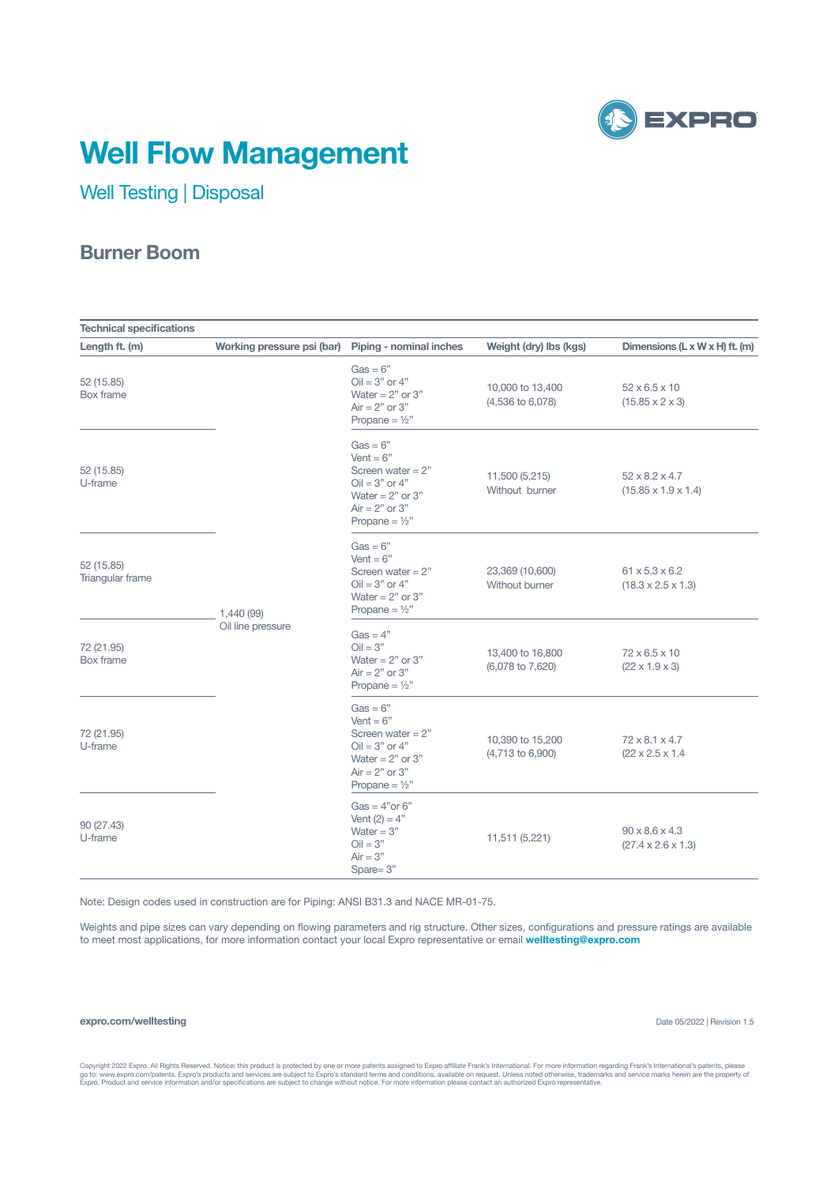# Well Flow Management

## Well Testing | Disposal

### Burner Boom

**Technical specifications**

| Length ft. (m) | Working pressure psi (bar) | Piping - nominal inches | Weight (dry) lbs (kgs) | Dimensions (L x W x H) ft. (m) |
|---|---|---|---|---|
| 52 (15.85)<br>Box frame | 1,440 (99)<br>Oil line pressure | Gas = 6"<br>Oil = 3" or 4"<br>Water = 2" or 3"<br>Air = 2" or 3"<br>Propane = ½" | 10,000 to 13,400<br>(4,536 to 6,078) | 52 x 6.5 x 10<br>(15.85 x 2 x 3) |
| 52 (15.85)<br>U-frame | | Gas = 6"<br>Vent = 6"<br>Screen water = 2"<br>Oil = 3" or 4"<br>Water = 2" or 3"<br>Air = 2" or 3"<br>Propane = ½" | 11,500 (5,215)<br>Without burner | 52 x 8.2 x 4.7<br>(15.85 x 1.9 x 1.4) |
| 52 (15.85)<br>Triangular frame | | Gas = 6"<br>Vent = 6"<br>Screen water = 2"<br>Oil = 3" or 4"<br>Water = 2" or 3"<br>Propane = ½" | 23,369 (10,600)<br>Without burner | 61 x 5.3 x 6.2<br>(18.3 x 2.5 x 1.3) |
| 72 (21.95)<br>Box frame | | Gas = 4"<br>Oil = 3"<br>Water = 2" or 3"<br>Air = 2" or 3"<br>Propane = ½" | 13,400 to 16,800<br>(6,078 to 7,620) | 72 x 6.5 x 10<br>(22 x 1.9 x 3) |
| 72 (21.95)<br>U-frame | | Gas = 6"<br>Vent = 6"<br>Screen water = 2"<br>Oil = 3" or 4"<br>Water = 2" or 3"<br>Air = 2" or 3"<br>Propane = ½" | 10,390 to 15,200<br>(4,713 to 6,900) | 72 x 8.1 x 4.7<br>(22 x 2.5 x 1.4 |
| 90 (27.43)<br>U-frame | | Gas = 4"or 6"<br>Vent (2) = 4"<br>Water = 3"<br>Oil = 3"<br>Air = 3"<br>Spare= 3" | 11,511 (5,221) | 90 x 8.6 x 4.3<br>(27.4 x 2.6 x 1.3) |

Note: Design codes used in construction are for Piping: ANSI B31.3 and NACE MR-01-75.

Weights and pipe sizes can vary depending on flowing parameters and rig structure. Other sizes, configurations and pressure ratings are available to meet most applications, for more information contact your local Expro representative or email **welltesting@expro.com**

**expro.com/welltesting**

Date 05/2022 | Revision 1.5

Copyright 2022 Expro. All Rights Reserved. Notice: this product is protected by one or more patents assigned to Expro affiliate Frank's International. For more information regarding Frank's International's patents, please go to: www.expro.com/patents. Expro's products and services are subject to Expro's standard terms and conditions, available on request. Unless noted otherwise, trademarks and service marks herein are the property of Expro. Product and service information and/or specifications are subject to change without notice. For more information please contact an authorized Expro representative.